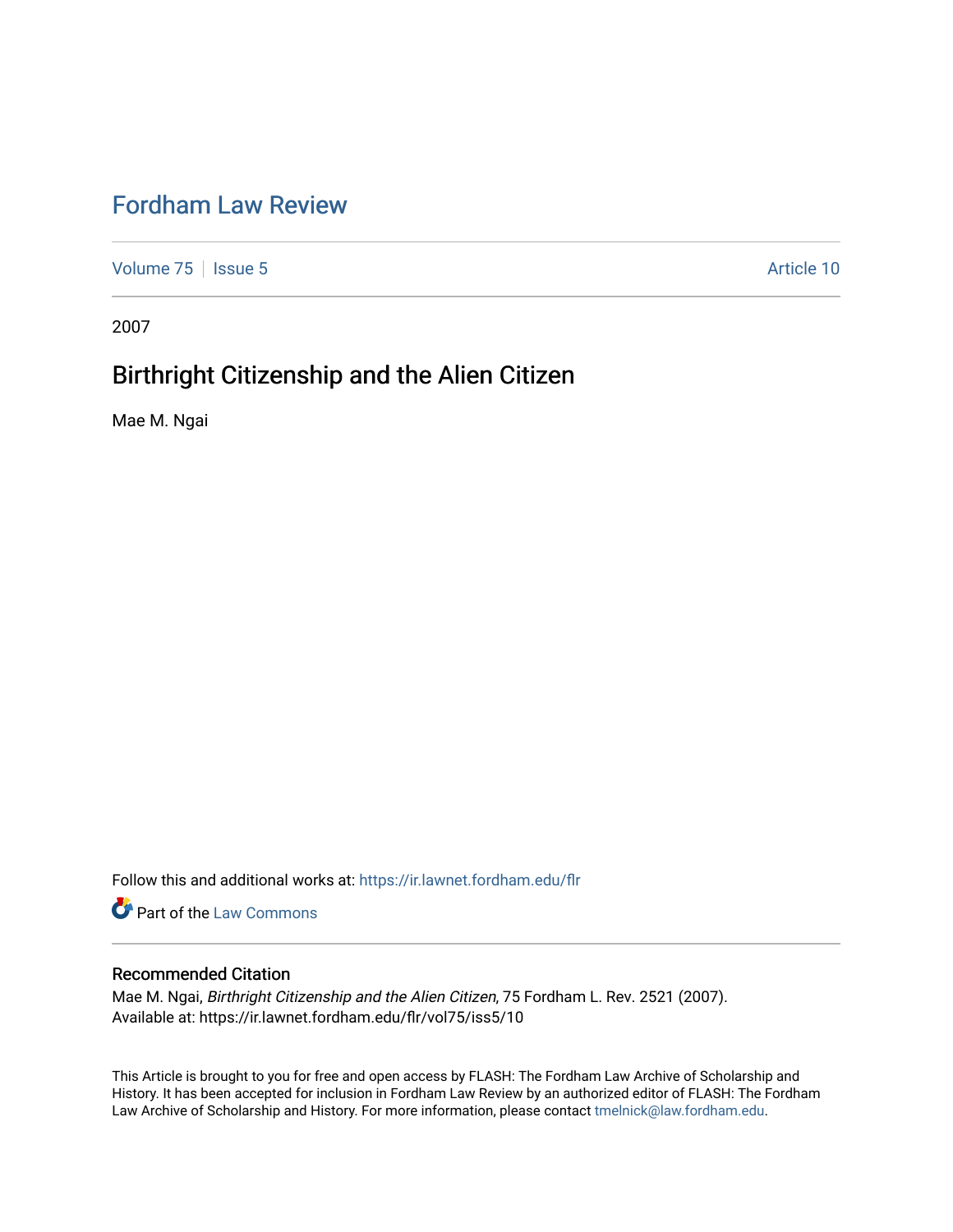# Fordham Law Review

Volume 75 | Issue 5 | Article 10

2007

## Birthright Citizenship and the Alien Citizen

Mae M. Ngai

Follow this and additional works at: https://ir.lawnet.fordham.edu/flr

Part of the Law Commons

### Recommended Citation

Mae M. Ngai, *Birthright Citizenship and the Alien Citizen*, 75 Fordham L. Rev. 2521 (2007).
Available at: https://ir.lawnet.fordham.edu/flr/vol75/iss5/10

This Article is brought to you for free and open access by FLASH: The Fordham Law Archive of Scholarship and History. It has been accepted for inclusion in Fordham Law Review by an authorized editor of FLASH: The Fordham Law Archive of Scholarship and History. For more information, please contact tmelnick@law.fordham.edu.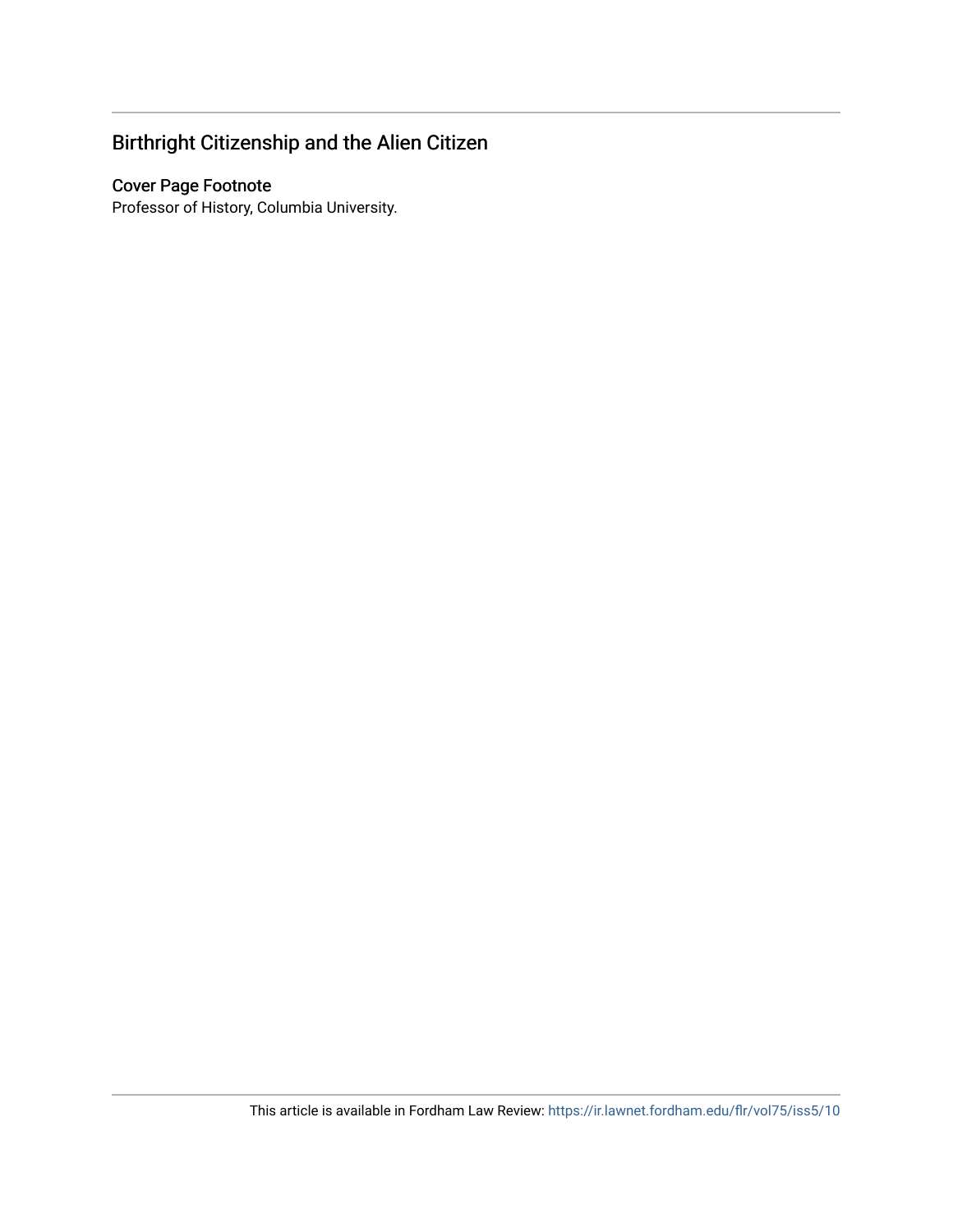# Birthright Citizenship and the Alien Citizen

## Cover Page Footnote

Professor of History, Columbia University.

This article is available in Fordham Law Review: https://ir.lawnet.fordham.edu/flr/vol75/iss5/10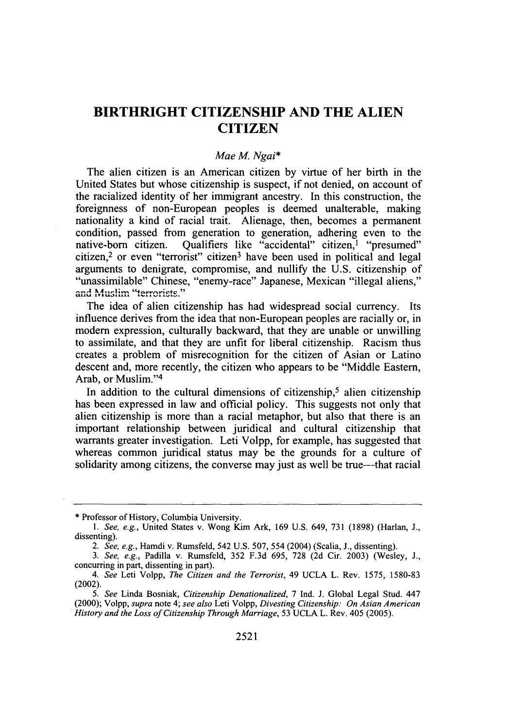# BIRTHRIGHT CITIZENSHIP AND THE ALIEN CITIZEN

*Mae M. Ngai**

The alien citizen is an American citizen by virtue of her birth in the United States but whose citizenship is suspect, if not denied, on account of the racialized identity of her immigrant ancestry. In this construction, the foreignness of non-European peoples is deemed unalterable, making nationality a kind of racial trait. Alienage, then, becomes a permanent condition, passed from generation to generation, adhering even to the native-born citizen. Qualifiers like "accidental" citizen,[1] "presumed" citizen,[2] or even "terrorist" citizen[3] have been used in political and legal arguments to denigrate, compromise, and nullify the U.S. citizenship of "unassimilable" Chinese, "enemy-race" Japanese, Mexican "illegal aliens," and Muslim "terrorists."

The idea of alien citizenship has had widespread social currency. Its influence derives from the idea that non-European peoples are racially or, in modern expression, culturally backward, that they are unable or unwilling to assimilate, and that they are unfit for liberal citizenship. Racism thus creates a problem of misrecognition for the citizen of Asian or Latino descent and, more recently, the citizen who appears to be "Middle Eastern, Arab, or Muslim."[4]

In addition to the cultural dimensions of citizenship,[5] alien citizenship has been expressed in law and official policy. This suggests not only that alien citizenship is more than a racial metaphor, but also that there is an important relationship between juridical and cultural citizenship that warrants greater investigation. Leti Volpp, for example, has suggested that whereas common juridical status may be the grounds for a culture of solidarity among citizens, the converse may just as well be true—that racial

---

\* Professor of History, Columbia University.

1. *See, e.g.*, United States v. Wong Kim Ark, 169 U.S. 649, 731 (1898) (Harlan, J., dissenting).

2. *See, e.g.*, Hamdi v. Rumsfeld, 542 U.S. 507, 554 (2004) (Scalia, J., dissenting).

3. *See, e.g.*, Padilla v. Rumsfeld, 352 F.3d 695, 728 (2d Cir. 2003) (Wesley, J., concurring in part, dissenting in part).

4. *See* Leti Volpp, *The Citizen and the Terrorist*, 49 UCLA L. Rev. 1575, 1580-83 (2002).

5. *See* Linda Bosniak, *Citizenship Denationalized*, 7 Ind. J. Global Legal Stud. 447 (2000); Volpp, *supra* note 4; *see also* Leti Volpp, *Divesting Citizenship: On Asian American History and the Loss of Citizenship Through Marriage*, 53 UCLA L. Rev. 405 (2005).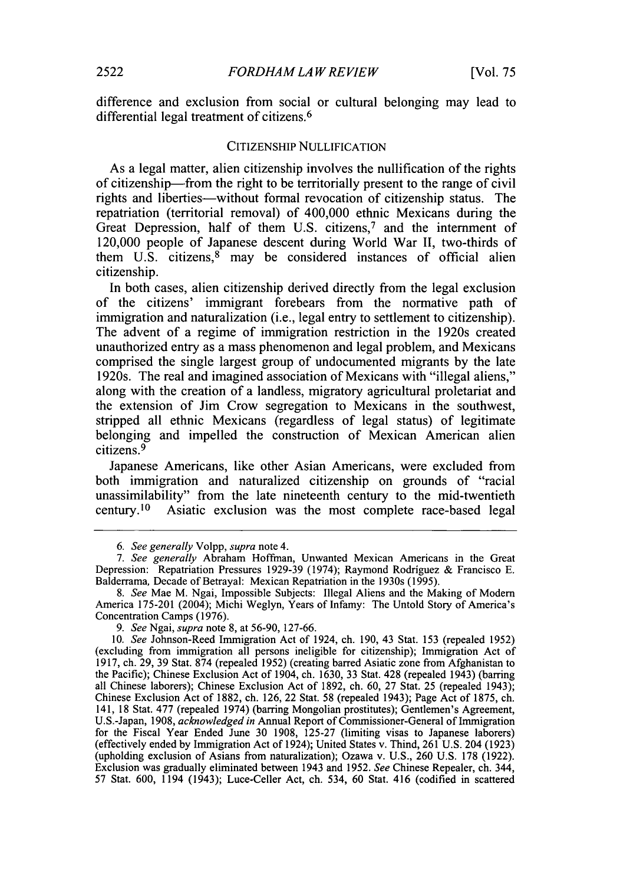difference and exclusion from social or cultural belonging may lead to differential legal treatment of citizens.[6]

## CITIZENSHIP NULLIFICATION

As a legal matter, alien citizenship involves the nullification of the rights of citizenship—from the right to be territorially present to the range of civil rights and liberties—without formal revocation of citizenship status. The repatriation (territorial removal) of 400,000 ethnic Mexicans during the Great Depression, half of them U.S. citizens,[7] and the internment of 120,000 people of Japanese descent during World War II, two-thirds of them U.S. citizens,[8] may be considered instances of official alien citizenship.

In both cases, alien citizenship derived directly from the legal exclusion of the citizens' immigrant forebears from the normative path of immigration and naturalization (i.e., legal entry to settlement to citizenship). The advent of a regime of immigration restriction in the 1920s created unauthorized entry as a mass phenomenon and legal problem, and Mexicans comprised the single largest group of undocumented migrants by the late 1920s. The real and imagined association of Mexicans with "illegal aliens," along with the creation of a landless, migratory agricultural proletariat and the extension of Jim Crow segregation to Mexicans in the southwest, stripped all ethnic Mexicans (regardless of legal status) of legitimate belonging and impelled the construction of Mexican American alien citizens.[9]

Japanese Americans, like other Asian Americans, were excluded from both immigration and naturalized citizenship on grounds of "racial unassimilability" from the late nineteenth century to the mid-twentieth century.[10] Asiatic exclusion was the most complete race-based legal

---

6. *See generally* Volpp, *supra* note 4.

7. *See generally* Abraham Hoffman, Unwanted Mexican Americans in the Great Depression: Repatriation Pressures 1929-39 (1974); Raymond Rodríguez & Francisco E. Balderrama, Decade of Betrayal: Mexican Repatriation in the 1930s (1995).

8. *See* Mae M. Ngai, Impossible Subjects: Illegal Aliens and the Making of Modern America 175-201 (2004); Michi Weglyn, Years of Infamy: The Untold Story of America's Concentration Camps (1976).

9. *See* Ngai, *supra* note 8, at 56-90, 127-66.

10. *See* Johnson-Reed Immigration Act of 1924, ch. 190, 43 Stat. 153 (repealed 1952) (excluding from immigration all persons ineligible for citizenship); Immigration Act of 1917, ch. 29, 39 Stat. 874 (repealed 1952) (creating barred Asiatic zone from Afghanistan to the Pacific); Chinese Exclusion Act of 1904, ch. 1630, 33 Stat. 428 (repealed 1943) (barring all Chinese laborers); Chinese Exclusion Act of 1892, ch. 60, 27 Stat. 25 (repealed 1943); Chinese Exclusion Act of 1882, ch. 126, 22 Stat. 58 (repealed 1943); Page Act of 1875, ch. 141, 18 Stat. 477 (repealed 1974) (barring Mongolian prostitutes); Gentlemen's Agreement, U.S.-Japan, 1908, *acknowledged in* Annual Report of Commissioner-General of Immigration for the Fiscal Year Ended June 30 1908, 125-27 (limiting visas to Japanese laborers) (effectively ended by Immigration Act of 1924); United States v. Thind, 261 U.S. 204 (1923) (upholding exclusion of Asians from naturalization); Ozawa v. U.S., 260 U.S. 178 (1922). Exclusion was gradually eliminated between 1943 and 1952. *See* Chinese Repealer, ch. 344, 57 Stat. 600, 1194 (1943); Luce-Celler Act, ch. 534, 60 Stat. 416 (codified in scattered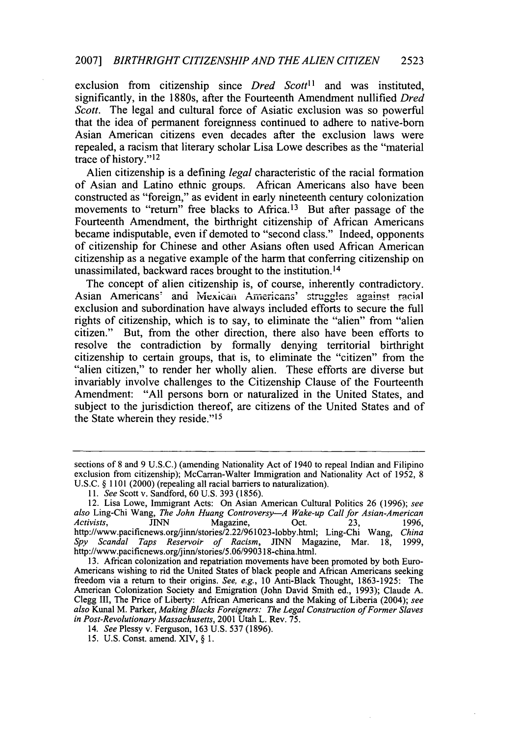exclusion from citizenship since *Dred Scott*[11] and was instituted, significantly, in the 1880s, after the Fourteenth Amendment nullified *Dred Scott*. The legal and cultural force of Asiatic exclusion was so powerful that the idea of permanent foreignness continued to adhere to native-born Asian American citizens even decades after the exclusion laws were repealed, a racism that literary scholar Lisa Lowe describes as the "material trace of history."[12]

Alien citizenship is a defining *legal* characteristic of the racial formation of Asian and Latino ethnic groups. African Americans also have been constructed as "foreign," as evident in early nineteenth century colonization movements to "return" free blacks to Africa.[13] But after passage of the Fourteenth Amendment, the birthright citizenship of African Americans became indisputable, even if demoted to "second class." Indeed, opponents of citizenship for Chinese and other Asians often used African American citizenship as a negative example of the harm that conferring citizenship on unassimilated, backward races brought to the institution.[14]

The concept of alien citizenship is, of course, inherently contradictory. Asian Americans' and Mexican Americans' struggles against racial exclusion and subordination have always included efforts to secure the full rights of citizenship, which is to say, to eliminate the "alien" from "alien citizen." But, from the other direction, there also have been efforts to resolve the contradiction by formally denying territorial birthright citizenship to certain groups, that is, to eliminate the "citizen" from the "alien citizen," to render her wholly alien. These efforts are diverse but invariably involve challenges to the Citizenship Clause of the Fourteenth Amendment: "All persons born or naturalized in the United States, and subject to the jurisdiction thereof, are citizens of the United States and of the State wherein they reside."[15]

---

sections of 8 and 9 U.S.C.) (amending Nationality Act of 1940 to repeal Indian and Filipino exclusion from citizenship); McCarran-Walter Immigration and Nationality Act of 1952, 8 U.S.C. § 1101 (2000) (repealing all racial barriers to naturalization).

11. *See* Scott v. Sandford, 60 U.S. 393 (1856).

12. Lisa Lowe, Immigrant Acts: On Asian American Cultural Politics 26 (1996); *see also* Ling-Chi Wang, *The John Huang Controversy—A Wake-up Call for Asian-American Activists*, JINN Magazine, Oct. 23, 1996, http://www.pacificnews.org/jinn/stories/2.22/961023-lobby.html; Ling-Chi Wang, *China Spy Scandal Taps Reservoir of Racism*, JINN Magazine, Mar. 18, 1999, http://www.pacificnews.org/jinn/stories/5.06/990318-china.html.

13. African colonization and repatriation movements have been promoted by both Euro-Americans wishing to rid the United States of black people and African Americans seeking freedom via a return to their origins. *See, e.g.*, 10 Anti-Black Thought, 1863-1925: The American Colonization Society and Emigration (John David Smith ed., 1993); Claude A. Clegg III, The Price of Liberty: African Americans and the Making of Liberia (2004); *see also* Kunal M. Parker, *Making Blacks Foreigners: The Legal Construction of Former Slaves in Post-Revolutionary Massachusetts*, 2001 Utah L. Rev. 75.

14. *See* Plessy v. Ferguson, 163 U.S. 537 (1896).

15. U.S. Const. amend. XIV, § 1.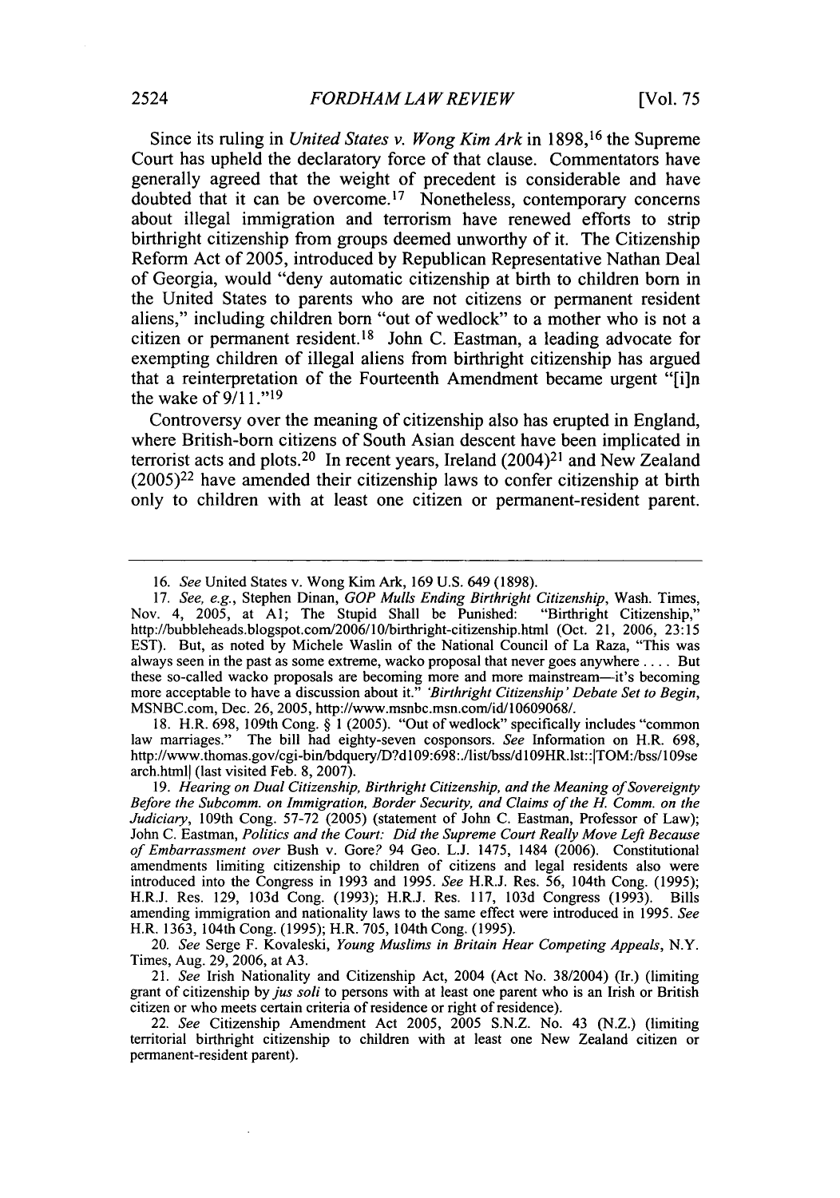Since its ruling in *United States v. Wong Kim Ark* in 1898,[16] the Supreme Court has upheld the declaratory force of that clause. Commentators have generally agreed that the weight of precedent is considerable and have doubted that it can be overcome.[17] Nonetheless, contemporary concerns about illegal immigration and terrorism have renewed efforts to strip birthright citizenship from groups deemed unworthy of it. The Citizenship Reform Act of 2005, introduced by Republican Representative Nathan Deal of Georgia, would "deny automatic citizenship at birth to children born in the United States to parents who are not citizens or permanent resident aliens," including children born "out of wedlock" to a mother who is not a citizen or permanent resident.[18] John C. Eastman, a leading advocate for exempting children of illegal aliens from birthright citizenship has argued that a reinterpretation of the Fourteenth Amendment became urgent "[i]n the wake of 9/11."[19]

Controversy over the meaning of citizenship also has erupted in England, where British-born citizens of South Asian descent have been implicated in terrorist acts and plots.[20] In recent years, Ireland (2004)[21] and New Zealand (2005)[22] have amended their citizenship laws to confer citizenship at birth only to children with at least one citizen or permanent-resident parent.

---

16. *See* United States v. Wong Kim Ark, 169 U.S. 649 (1898).

17. *See, e.g.*, Stephen Dinan, *GOP Mulls Ending Birthright Citizenship*, Wash. Times, Nov. 4, 2005, at A1; The Stupid Shall be Punished: "Birthright Citizenship," http://bubbleheads.blogspot.com/2006/10/birthright-citizenship.html (Oct. 21, 2006, 23:15 EST). But, as noted by Michele Waslin of the National Council of La Raza, "This was always seen in the past as some extreme, wacko proposal that never goes anywhere .... But these so-called wacko proposals are becoming more and more mainstream—it's becoming more acceptable to have a discussion about it." *'Birthright Citizenship' Debate Set to Begin*, MSNBC.com, Dec. 26, 2005, http://www.msnbc.msn.com/id/10609068/.

18. H.R. 698, 109th Cong. § 1 (2005). "Out of wedlock" specifically includes "common law marriages." The bill had eighty-seven cosponsors. *See* Information on H.R. 698, http://www.thomas.gov/cgi-bin/bdquery/D?d109:698:./list/bss/d109HR.lst::|TOM:/bss/109search.html| (last visited Feb. 8, 2007).

19. *Hearing on Dual Citizenship, Birthright Citizenship, and the Meaning of Sovereignty Before the Subcomm. on Immigration, Border Security, and Claims of the H. Comm. on the Judiciary*, 109th Cong. 57-72 (2005) (statement of John C. Eastman, Professor of Law); John C. Eastman, *Politics and the Court: Did the Supreme Court Really Move Left Because of Embarrassment over* Bush v. Gore? 94 Geo. L.J. 1475, 1484 (2006). Constitutional amendments limiting citizenship to children of citizens and legal residents also were introduced into the Congress in 1993 and 1995. *See* H.R.J. Res. 56, 104th Cong. (1995); H.R.J. Res. 129, 103d Cong. (1993); H.R.J. Res. 117, 103d Congress (1993). Bills amending immigration and nationality laws to the same effect were introduced in 1995. *See* H.R. 1363, 104th Cong. (1995); H.R. 705, 104th Cong. (1995).

20. *See* Serge F. Kovaleski, *Young Muslims in Britain Hear Competing Appeals*, N.Y. Times, Aug. 29, 2006, at A3.

21. *See* Irish Nationality and Citizenship Act, 2004 (Act No. 38/2004) (Ir.) (limiting grant of citizenship by *jus soli* to persons with at least one parent who is an Irish or British citizen or who meets certain criteria of residence or right of residence).

22. *See* Citizenship Amendment Act 2005, 2005 S.N.Z. No. 43 (N.Z.) (limiting territorial birthright citizenship to children with at least one New Zealand citizen or permanent-resident parent).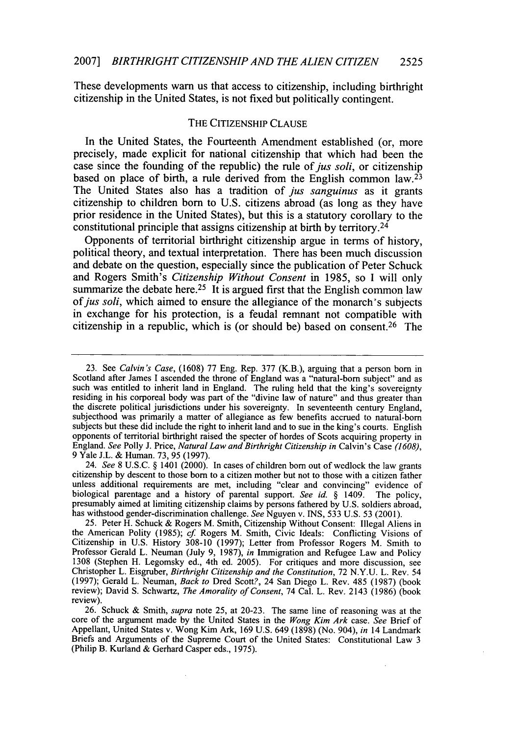These developments warn us that access to citizenship, including birthright citizenship in the United States, is not fixed but politically contingent.

### THE CITIZENSHIP CLAUSE

In the United States, the Fourteenth Amendment established (or, more precisely, made explicit for national citizenship that which had been the case since the founding of the republic) the rule of *jus soli*, or citizenship based on place of birth, a rule derived from the English common law.[23] The United States also has a tradition of *jus sanguinus* as it grants citizenship to children born to U.S. citizens abroad (as long as they have prior residence in the United States), but this is a statutory corollary to the constitutional principle that assigns citizenship at birth by territory.[24]

Opponents of territorial birthright citizenship argue in terms of history, political theory, and textual interpretation. There has been much discussion and debate on the question, especially since the publication of Peter Schuck and Rogers Smith's *Citizenship Without Consent* in 1985, so I will only summarize the debate here.[25] It is argued first that the English common law of *jus soli*, which aimed to ensure the allegiance of the monarch's subjects in exchange for his protection, is a feudal remnant not compatible with citizenship in a republic, which is (or should be) based on consent.[26] The

---

23. See *Calvin's Case*, (1608) 77 Eng. Rep. 377 (K.B.), arguing that a person born in Scotland after James I ascended the throne of England was a "natural-born subject" and as such was entitled to inherit land in England. The ruling held that the king's sovereignty residing in his corporeal body was part of the "divine law of nature" and thus greater than the discrete political jurisdictions under his sovereignty. In seventeenth century England, subjecthood was primarily a matter of allegiance as few benefits accrued to natural-born subjects but these did include the right to inherit land and to sue in the king's courts. English opponents of territorial birthright raised the specter of hordes of Scots acquiring property in England. *See* Polly J. Price, *Natural Law and Birthright Citizenship in* Calvin's Case *(1608)*, 9 Yale J.L. & Human. 73, 95 (1997).

24. *See* 8 U.S.C. § 1401 (2000). In cases of children born out of wedlock the law grants citizenship by descent to those born to a citizen mother but not to those with a citizen father unless additional requirements are met, including "clear and convincing" evidence of biological parentage and a history of parental support. *See id.* § 1409. The policy, presumably aimed at limiting citizenship claims by persons fathered by U.S. soldiers abroad, has withstood gender-discrimination challenge. *See* Nguyen v. INS, 533 U.S. 53 (2001).

25. Peter H. Schuck & Rogers M. Smith, Citizenship Without Consent: Illegal Aliens in the American Polity (1985); *cf.* Rogers M. Smith, Civic Ideals: Conflicting Visions of Citizenship in U.S. History 308-10 (1997); Letter from Professor Rogers M. Smith to Professor Gerald L. Neuman (July 9, 1987), *in* Immigration and Refugee Law and Policy 1308 (Stephen H. Legomsky ed., 4th ed. 2005). For critiques and more discussion, see Christopher L. Eisgruber, *Birthright Citizenship and the Constitution*, 72 N.Y.U. L. Rev. 54 (1997); Gerald L. Neuman, *Back to* Dred Scott?, 24 San Diego L. Rev. 485 (1987) (book review); David S. Schwartz, *The Amorality of Consent*, 74 Cal. L. Rev. 2143 (1986) (book review).

26. Schuck & Smith, *supra* note 25, at 20-23. The same line of reasoning was at the core of the argument made by the United States in the *Wong Kim Ark* case. *See* Brief of Appellant, United States v. Wong Kim Ark, 169 U.S. 649 (1898) (No. 904), *in* 14 Landmark Briefs and Arguments of the Supreme Court of the United States: Constitutional Law 3 (Philip B. Kurland & Gerhard Casper eds., 1975).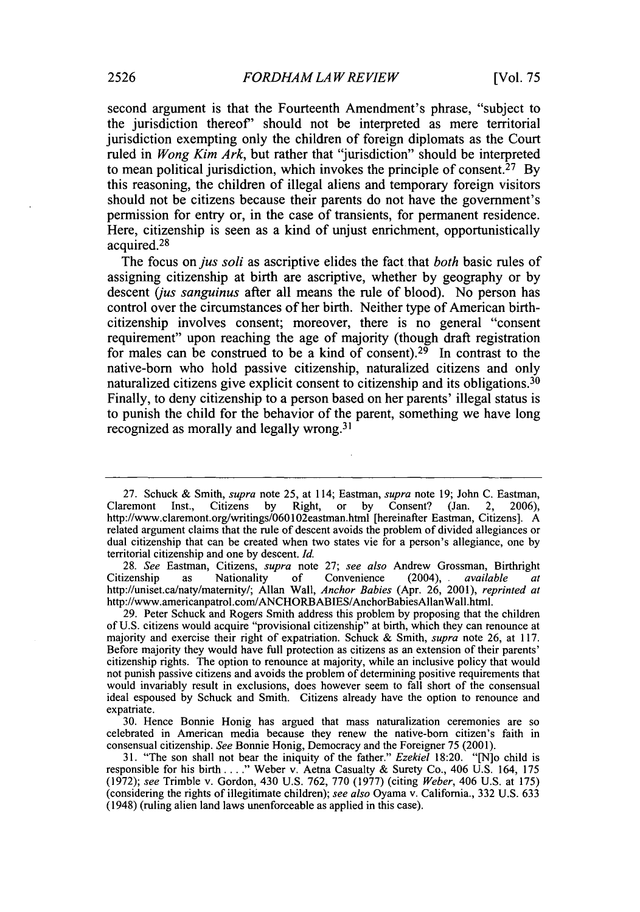second argument is that the Fourteenth Amendment's phrase, "subject to the jurisdiction thereof" should not be interpreted as mere territorial jurisdiction exempting only the children of foreign diplomats as the Court ruled in *Wong Kim Ark*, but rather that "jurisdiction" should be interpreted to mean political jurisdiction, which invokes the principle of consent.[27] By this reasoning, the children of illegal aliens and temporary foreign visitors should not be citizens because their parents do not have the government's permission for entry or, in the case of transients, for permanent residence. Here, citizenship is seen as a kind of unjust enrichment, opportunistically acquired.[28]

The focus on *jus soli* as ascriptive elides the fact that *both* basic rules of assigning citizenship at birth are ascriptive, whether by geography or by descent (*jus sanguinus* after all means the rule of blood). No person has control over the circumstances of her birth. Neither type of American birth-citizenship involves consent; moreover, there is no general "consent requirement" upon reaching the age of majority (though draft registration for males can be construed to be a kind of consent).[29] In contrast to the native-born who hold passive citizenship, naturalized citizens and only naturalized citizens give explicit consent to citizenship and its obligations.[30] Finally, to deny citizenship to a person based on her parents' illegal status is to punish the child for the behavior of the parent, something we have long recognized as morally and legally wrong.[31]

---

27. Schuck & Smith, *supra* note 25, at 114; Eastman, *supra* note 19; John C. Eastman, Claremont Inst., Citizens by Right, or by Consent? (Jan. 2, 2006), http://www.claremont.org/writings/060102eastman.html [hereinafter Eastman, Citizens]. A related argument claims that the rule of descent avoids the problem of divided allegiances or dual citizenship that can be created when two states vie for a person's allegiance, one by territorial citizenship and one by descent. *Id.*

28. *See* Eastman, Citizens, *supra* note 27; *see also* Andrew Grossman, Birthright Citizenship as Nationality of Convenience (2004), *available at* http://uniset.ca/naty/maternity/; Allan Wall, *Anchor Babies* (Apr. 26, 2001), *reprinted at* http://www.americanpatrol.com/ANCHORBABIES/AnchorBabiesAllanWall.html.

29. Peter Schuck and Rogers Smith address this problem by proposing that the children of U.S. citizens would acquire "provisional citizenship" at birth, which they can renounce at majority and exercise their right of expatriation. Schuck & Smith, *supra* note 26, at 117. Before majority they would have full protection as citizens as an extension of their parents' citizenship rights. The option to renounce at majority, while an inclusive policy that would not punish passive citizens and avoids the problem of determining positive requirements that would invariably result in exclusions, does however seem to fall short of the consensual ideal espoused by Schuck and Smith. Citizens already have the option to renounce and expatriate.

30. Hence Bonnie Honig has argued that mass naturalization ceremonies are so celebrated in American media because they renew the native-born citizen's faith in consensual citizenship. *See* Bonnie Honig, Democracy and the Foreigner 75 (2001).

31. "The son shall not bear the iniquity of the father." *Ezekiel* 18:20. "[N]o child is responsible for his birth . . . ." Weber v. Aetna Casualty & Surety Co., 406 U.S. 164, 175 (1972); *see* Trimble v. Gordon, 430 U.S. 762, 770 (1977) (citing *Weber*, 406 U.S. at 175) (considering the rights of illegitimate children); *see also* Oyama v. California., 332 U.S. 633 (1948) (ruling alien land laws unenforceable as applied in this case).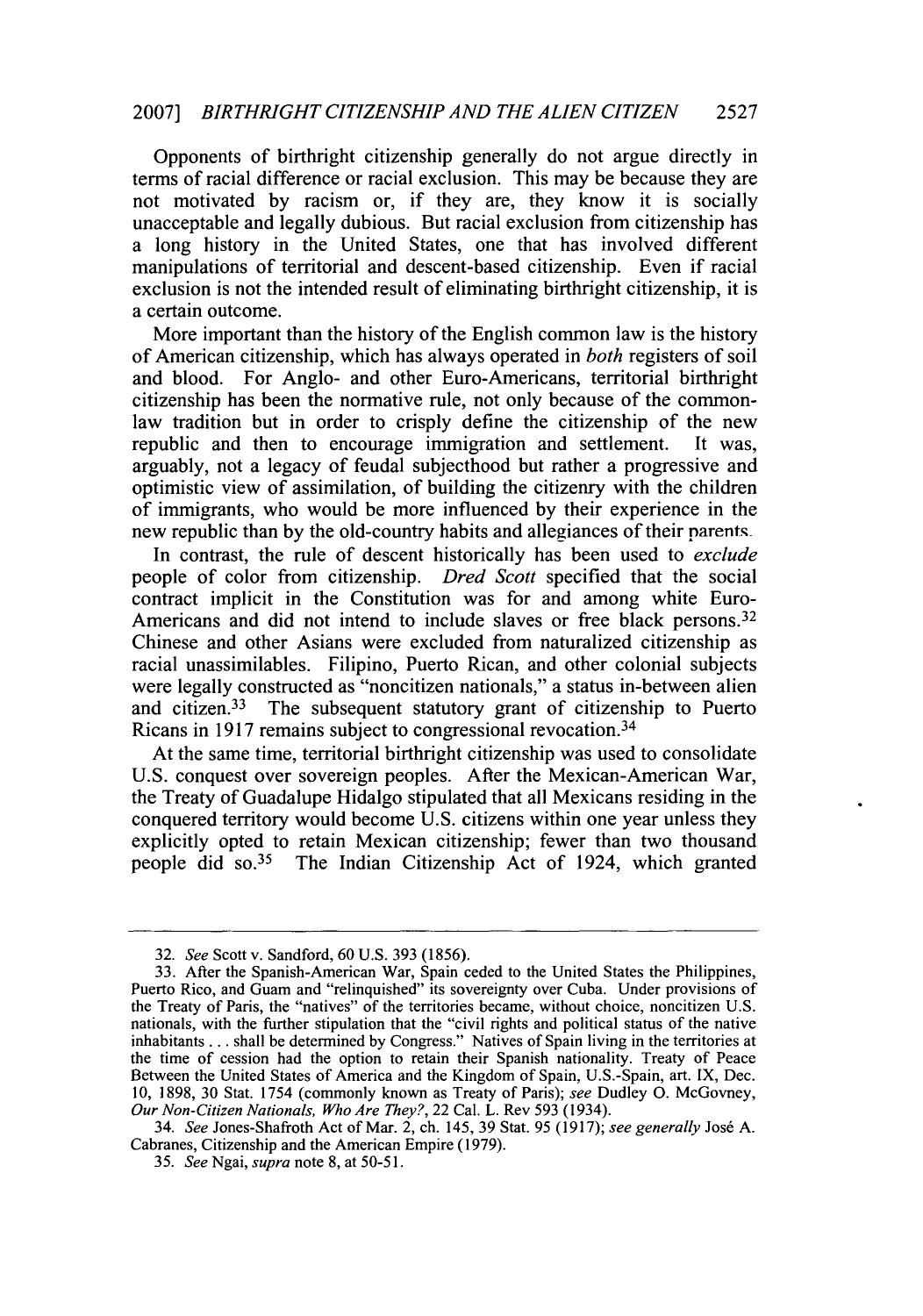Opponents of birthright citizenship generally do not argue directly in terms of racial difference or racial exclusion. This may be because they are not motivated by racism or, if they are, they know it is socially unacceptable and legally dubious. But racial exclusion from citizenship has a long history in the United States, one that has involved different manipulations of territorial and descent-based citizenship. Even if racial exclusion is not the intended result of eliminating birthright citizenship, it is a certain outcome.

More important than the history of the English common law is the history of American citizenship, which has always operated in *both* registers of soil and blood. For Anglo- and other Euro-Americans, territorial birthright citizenship has been the normative rule, not only because of the common-law tradition but in order to crisply define the citizenship of the new republic and then to encourage immigration and settlement. It was, arguably, not a legacy of feudal subjecthood but rather a progressive and optimistic view of assimilation, of building the citizenry with the children of immigrants, who would be more influenced by their experience in the new republic than by the old-country habits and allegiances of their parents.

In contrast, the rule of descent historically has been used to *exclude* people of color from citizenship. *Dred Scott* specified that the social contract implicit in the Constitution was for and among white Euro-Americans and did not intend to include slaves or free black persons.[32] Chinese and other Asians were excluded from naturalized citizenship as racial unassimilables. Filipino, Puerto Rican, and other colonial subjects were legally constructed as "noncitizen nationals," a status in-between alien and citizen.[33] The subsequent statutory grant of citizenship to Puerto Ricans in 1917 remains subject to congressional revocation.[34]

At the same time, territorial birthright citizenship was used to consolidate U.S. conquest over sovereign peoples. After the Mexican-American War, the Treaty of Guadalupe Hidalgo stipulated that all Mexicans residing in the conquered territory would become U.S. citizens within one year unless they explicitly opted to retain Mexican citizenship; fewer than two thousand people did so.[35] The Indian Citizenship Act of 1924, which granted

---

32. *See* Scott v. Sandford, 60 U.S. 393 (1856).

33. After the Spanish-American War, Spain ceded to the United States the Philippines, Puerto Rico, and Guam and "relinquished" its sovereignty over Cuba. Under provisions of the Treaty of Paris, the "natives" of the territories became, without choice, noncitizen U.S. nationals, with the further stipulation that the "civil rights and political status of the native inhabitants . . . shall be determined by Congress." Natives of Spain living in the territories at the time of cession had the option to retain their Spanish nationality. Treaty of Peace Between the United States of America and the Kingdom of Spain, U.S.-Spain, art. IX, Dec. 10, 1898, 30 Stat. 1754 (commonly known as Treaty of Paris); *see* Dudley O. McGovney, *Our Non-Citizen Nationals, Who Are They?*, 22 Cal. L. Rev 593 (1934).

34. *See* Jones-Shafroth Act of Mar. 2, ch. 145, 39 Stat. 95 (1917); *see generally* José A. Cabranes, Citizenship and the American Empire (1979).

35. *See* Ngai, *supra* note 8, at 50-51.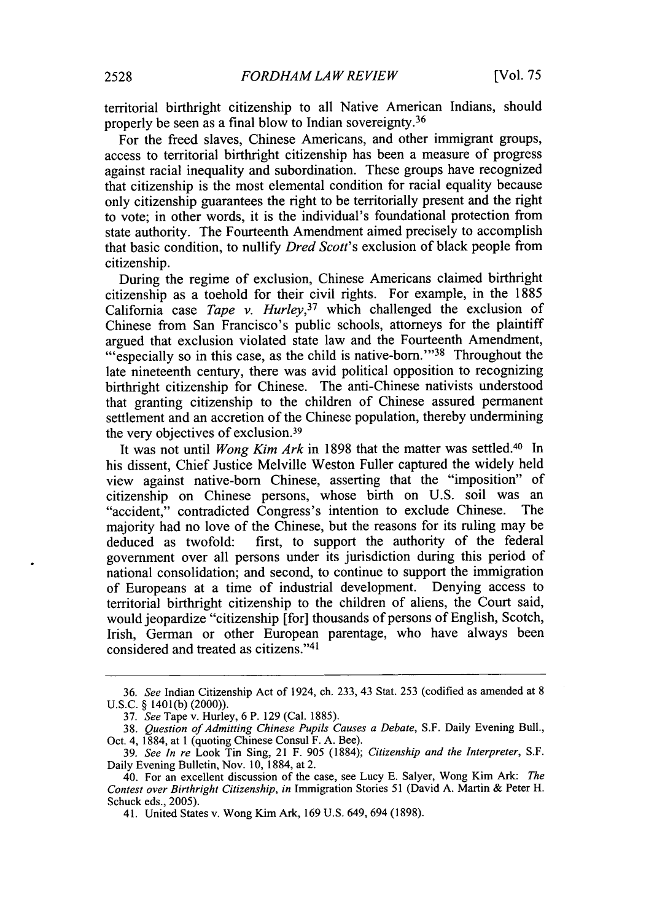territorial birthright citizenship to all Native American Indians, should properly be seen as a final blow to Indian sovereignty.[36]

For the freed slaves, Chinese Americans, and other immigrant groups, access to territorial birthright citizenship has been a measure of progress against racial inequality and subordination. These groups have recognized that citizenship is the most elemental condition for racial equality because only citizenship guarantees the right to be territorially present and the right to vote; in other words, it is the individual's foundational protection from state authority. The Fourteenth Amendment aimed precisely to accomplish that basic condition, to nullify *Dred Scott*'s exclusion of black people from citizenship.

During the regime of exclusion, Chinese Americans claimed birthright citizenship as a toehold for their civil rights. For example, in the 1885 California case *Tape v. Hurley*,[37] which challenged the exclusion of Chinese from San Francisco's public schools, attorneys for the plaintiff argued that exclusion violated state law and the Fourteenth Amendment, "'especially so in this case, as the child is native-born.'"[38] Throughout the late nineteenth century, there was avid political opposition to recognizing birthright citizenship for Chinese. The anti-Chinese nativists understood that granting citizenship to the children of Chinese assured permanent settlement and an accretion of the Chinese population, thereby undermining the very objectives of exclusion.[39]

It was not until *Wong Kim Ark* in 1898 that the matter was settled.[40] In his dissent, Chief Justice Melville Weston Fuller captured the widely held view against native-born Chinese, asserting that the "imposition" of citizenship on Chinese persons, whose birth on U.S. soil was an "accident," contradicted Congress's intention to exclude Chinese. The majority had no love of the Chinese, but the reasons for its ruling may be deduced as twofold: first, to support the authority of the federal government over all persons under its jurisdiction during this period of national consolidation; and second, to continue to support the immigration of Europeans at a time of industrial development. Denying access to territorial birthright citizenship to the children of aliens, the Court said, would jeopardize "citizenship [for] thousands of persons of English, Scotch, Irish, German or other European parentage, who have always been considered and treated as citizens."[41]

---

36. *See* Indian Citizenship Act of 1924, ch. 233, 43 Stat. 253 (codified as amended at 8 U.S.C. § 1401(b) (2000)).

37. *See* Tape v. Hurley, 6 P. 129 (Cal. 1885).

38. *Question of Admitting Chinese Pupils Causes a Debate*, S.F. Daily Evening Bull., Oct. 4, 1884, at 1 (quoting Chinese Consul F. A. Bee).

39. *See In re* Look Tin Sing, 21 F. 905 (1884); *Citizenship and the Interpreter*, S.F. Daily Evening Bulletin, Nov. 10, 1884, at 2.

40. For an excellent discussion of the case, see Lucy E. Salyer, Wong Kim Ark: *The Contest over Birthright Citizenship*, *in* Immigration Stories 51 (David A. Martin & Peter H. Schuck eds., 2005).

41. United States v. Wong Kim Ark, 169 U.S. 649, 694 (1898).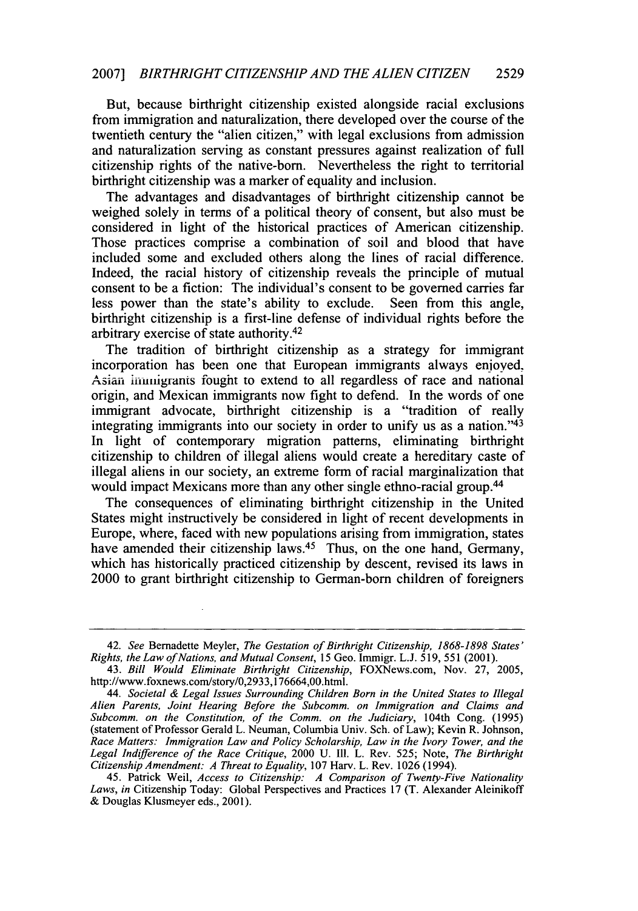But, because birthright citizenship existed alongside racial exclusions from immigration and naturalization, there developed over the course of the twentieth century the "alien citizen," with legal exclusions from admission and naturalization serving as constant pressures against realization of full citizenship rights of the native-born. Nevertheless the right to territorial birthright citizenship was a marker of equality and inclusion.

The advantages and disadvantages of birthright citizenship cannot be weighed solely in terms of a political theory of consent, but also must be considered in light of the historical practices of American citizenship. Those practices comprise a combination of soil and blood that have included some and excluded others along the lines of racial difference. Indeed, the racial history of citizenship reveals the principle of mutual consent to be a fiction: The individual's consent to be governed carries far less power than the state's ability to exclude. Seen from this angle, birthright citizenship is a first-line defense of individual rights before the arbitrary exercise of state authority.[42]

The tradition of birthright citizenship as a strategy for immigrant incorporation has been one that European immigrants always enjoyed, Asian immigrants fought to extend to all regardless of race and national origin, and Mexican immigrants now fight to defend. In the words of one immigrant advocate, birthright citizenship is a "tradition of really integrating immigrants into our society in order to unify us as a nation."[43] In light of contemporary migration patterns, eliminating birthright citizenship to children of illegal aliens would create a hereditary caste of illegal aliens in our society, an extreme form of racial marginalization that would impact Mexicans more than any other single ethno-racial group.[44]

The consequences of eliminating birthright citizenship in the United States might instructively be considered in light of recent developments in Europe, where, faced with new populations arising from immigration, states have amended their citizenship laws.[45] Thus, on the one hand, Germany, which has historically practiced citizenship by descent, revised its laws in 2000 to grant birthright citizenship to German-born children of foreigners

---

42. *See* Bernadette Meyler, *The Gestation of Birthright Citizenship, 1868-1898 States' Rights, the Law of Nations, and Mutual Consent*, 15 Geo. Immigr. L.J. 519, 551 (2001).

43. *Bill Would Eliminate Birthright Citizenship*, FOXNews.com, Nov. 27, 2005, http://www.foxnews.com/story/0,2933,176664,00.html.

44. *Societal & Legal Issues Surrounding Children Born in the United States to Illegal Alien Parents, Joint Hearing Before the Subcomm. on Immigration and Claims and Subcomm. on the Constitution, of the Comm. on the Judiciary*, 104th Cong. (1995) (statement of Professor Gerald L. Neuman, Columbia Univ. Sch. of Law); Kevin R. Johnson, *Race Matters: Immigration Law and Policy Scholarship, Law in the Ivory Tower, and the Legal Indifference of the Race Critique*, 2000 U. Ill. L. Rev. 525; Note, *The Birthright Citizenship Amendment: A Threat to Equality*, 107 Harv. L. Rev. 1026 (1994).

45. Patrick Weil, *Access to Citizenship: A Comparison of Twenty-Five Nationality Laws*, *in* Citizenship Today: Global Perspectives and Practices 17 (T. Alexander Aleinikoff & Douglas Klusmeyer eds., 2001).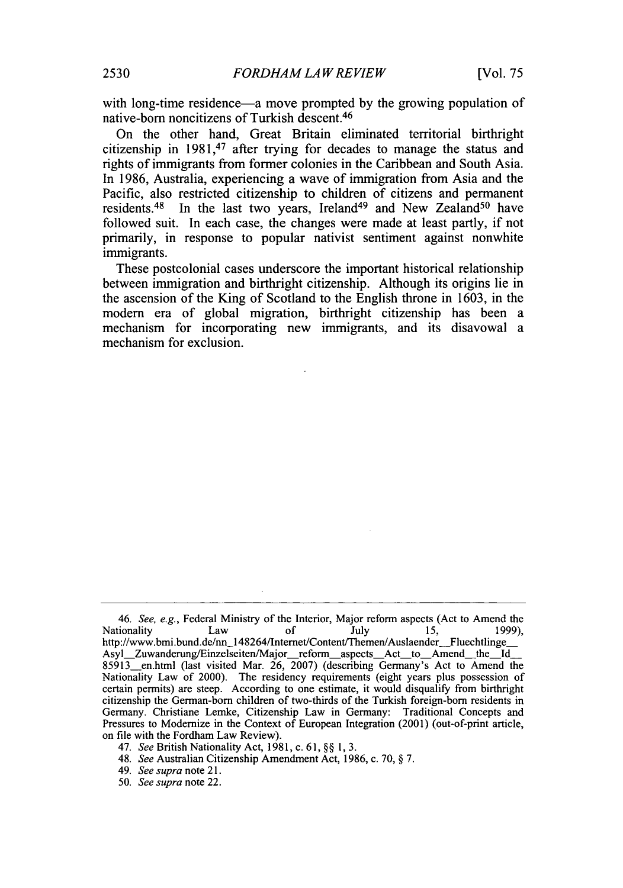with long-time residence—a move prompted by the growing population of native-born noncitizens of Turkish descent.[46]

On the other hand, Great Britain eliminated territorial birthright citizenship in 1981,[47] after trying for decades to manage the status and rights of immigrants from former colonies in the Caribbean and South Asia. In 1986, Australia, experiencing a wave of immigration from Asia and the Pacific, also restricted citizenship to children of citizens and permanent residents.[48] In the last two years, Ireland[49] and New Zealand[50] have followed suit. In each case, the changes were made at least partly, if not primarily, in response to popular nativist sentiment against nonwhite immigrants.

These postcolonial cases underscore the important historical relationship between immigration and birthright citizenship. Although its origins lie in the ascension of the King of Scotland to the English throne in 1603, in the modern era of global migration, birthright citizenship has been a mechanism for incorporating new immigrants, and its disavowal a mechanism for exclusion.

---

46. *See, e.g.*, Federal Ministry of the Interior, Major reform aspects (Act to Amend the Nationality Law of July 15, 1999), http://www.bmi.bund.de/nn_148264/Internet/Content/Themen/Auslaender__Fluechtlinge__Asyl__Zuwanderung/Einzelseiten/Major__reform__aspects__Act__to__Amend__the__Id__85913__en.html (last visited Mar. 26, 2007) (describing Germany's Act to Amend the Nationality Law of 2000). The residency requirements (eight years plus possession of certain permits) are steep. According to one estimate, it would disqualify from birthright citizenship the German-born children of two-thirds of the Turkish foreign-born residents in Germany. Christiane Lemke, Citizenship Law in Germany: Traditional Concepts and Pressures to Modernize in the Context of European Integration (2001) (out-of-print article, on file with the Fordham Law Review).

47. *See* British Nationality Act, 1981, c. 61, §§ 1, 3.

48. *See* Australian Citizenship Amendment Act, 1986, c. 70, § 7.

49. *See supra* note 21.

50. *See supra* note 22.